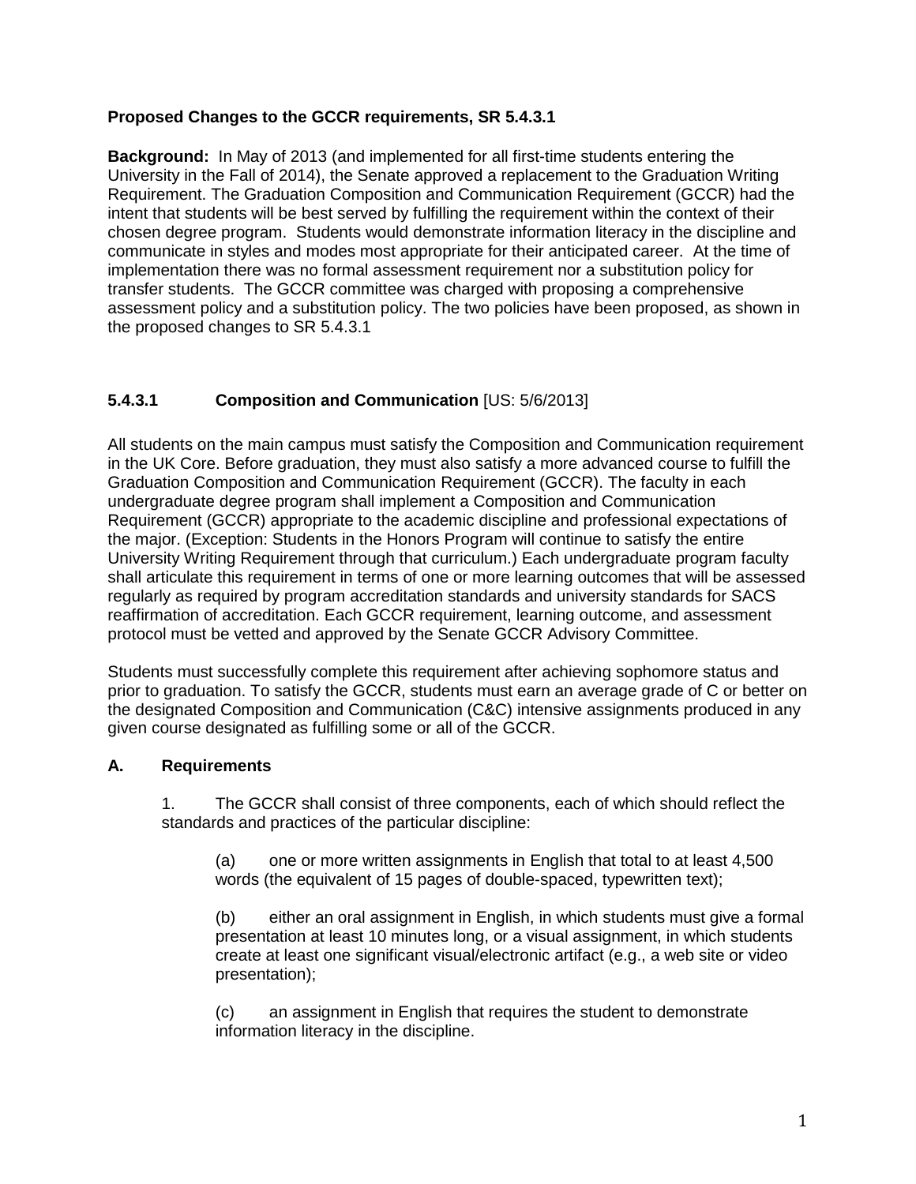**Proposed Changes to the GCCR requirements, SR 5.4.3.1**

**Background:** In May of 2013 (and implemented for all first-time students entering the University in the Fall of 2014), the Senate approved a replacement to the Graduation Writing Requirement. The Graduation Composition and Communication Requirement (GCCR) had the intent that students will be best served by fulfilling the requirement within the context of their chosen degree program. Students would demonstrate information literacy in the discipline and communicate in styles and modes most appropriate for their anticipated career. At the time of implementation there was no formal assessment requirement nor a substitution policy for transfer students. The GCCR committee was charged with proposing a comprehensive assessment policy and a substitution policy. The two policies have been proposed, as shown in the proposed changes to SR 5.4.3.1

### 5.4.3.1 Composition and Communication [US: 5/6/2013]

All students on the main campus must satisfy the Composition and Communication requirement in the UK Core. Before graduation, they must also satisfy a more advanced course to fulfill the Graduation Composition and Communication Requirement (GCCR). The faculty in each undergraduate degree program shall implement a Composition and Communication Requirement (GCCR) appropriate to the academic discipline and professional expectations of the major. (Exception: Students in the Honors Program will continue to satisfy the entire University Writing Requirement through that curriculum.) Each undergraduate program faculty shall articulate this requirement in terms of one or more learning outcomes that will be assessed regularly as required by program accreditation standards and university standards for SACS reaffirmation of accreditation. Each GCCR requirement, learning outcome, and assessment protocol must be vetted and approved by the Senate GCCR Advisory Committee.

Students must successfully complete this requirement after achieving sophomore status and prior to graduation. To satisfy the GCCR, students must earn an average grade of C or better on the designated Composition and Communication (C&C) intensive assignments produced in any given course designated as fulfilling some or all of the GCCR.

#### A. Requirements

1. The GCCR shall consist of three components, each of which should reflect the standards and practices of the particular discipline:

   (a) one or more written assignments in English that total to at least 4,500 words (the equivalent of 15 pages of double-spaced, typewritten text);

   (b) either an oral assignment in English, in which students must give a formal presentation at least 10 minutes long, or a visual assignment, in which students create at least one significant visual/electronic artifact (e.g., a web site or video presentation);

   (c) an assignment in English that requires the student to demonstrate information literacy in the discipline.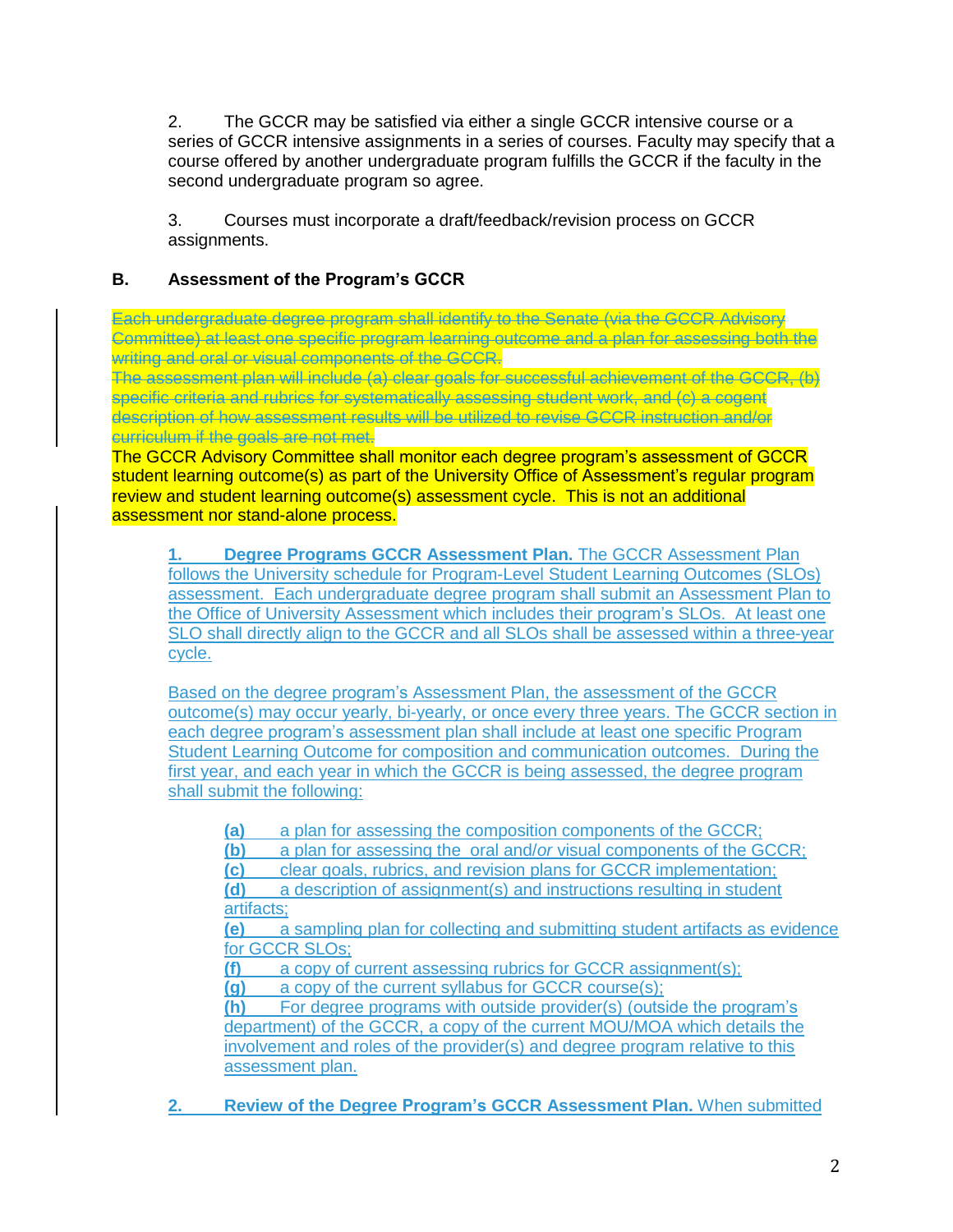2. The GCCR may be satisfied via either a single GCCR intensive course or a series of GCCR intensive assignments in a series of courses. Faculty may specify that a course offered by another undergraduate program fulfills the GCCR if the faculty in the second undergraduate program so agree.

3. Courses must incorporate a draft/feedback/revision process on GCCR assignments.

**B. Assessment of the Program's GCCR**

~~Each undergraduate degree program shall identify to the Senate (via the GCCR Advisory Committee) at least one specific program learning outcome and a plan for assessing both the writing and oral or visual components of the GCCR.~~
~~The assessment plan will include (a) clear goals for successful achievement of the GCCR, (b) specific criteria and rubrics for systematically assessing student work, and (c) a cogent description of how assessment results will be utilized to revise GCCR instruction and/or curriculum if the goals are not met.~~
The GCCR Advisory Committee shall monitor each degree program's assessment of GCCR student learning outcome(s) as part of the University Office of Assessment's regular program review and student learning outcome(s) assessment cycle. This is not an additional assessment nor stand-alone process.

**1. Degree Programs GCCR Assessment Plan.** The GCCR Assessment Plan follows the University schedule for Program-Level Student Learning Outcomes (SLOs) assessment. Each undergraduate degree program shall submit an Assessment Plan to the Office of University Assessment which includes their program's SLOs. At least one SLO shall directly align to the GCCR and all SLOs shall be assessed within a three-year cycle.

Based on the degree program's Assessment Plan, the assessment of the GCCR outcome(s) may occur yearly, bi-yearly, or once every three years. The GCCR section in each degree program's assessment plan shall include at least one specific Program Student Learning Outcome for composition and communication outcomes. During the first year, and each year in which the GCCR is being assessed, the degree program shall submit the following:

- **(a)** a plan for assessing the composition components of the GCCR;
- **(b)** a plan for assessing the oral and/*or* visual components of the GCCR;
- **(c)** clear goals, rubrics, and revision plans for GCCR implementation;
- **(d)** a description of assignment(s) and instructions resulting in student artifacts;
- **(e)** a sampling plan for collecting and submitting student artifacts as evidence for GCCR SLOs;
- **(f)** a copy of current assessing rubrics for GCCR assignment(s);
- **(g)** a copy of the current syllabus for GCCR course(s);
- **(h)** For degree programs with outside provider(s) (outside the program's department) of the GCCR, a copy of the current MOU/MOA which details the involvement and roles of the provider(s) and degree program relative to this assessment plan.

**2. Review of the Degree Program's GCCR Assessment Plan.** When submitted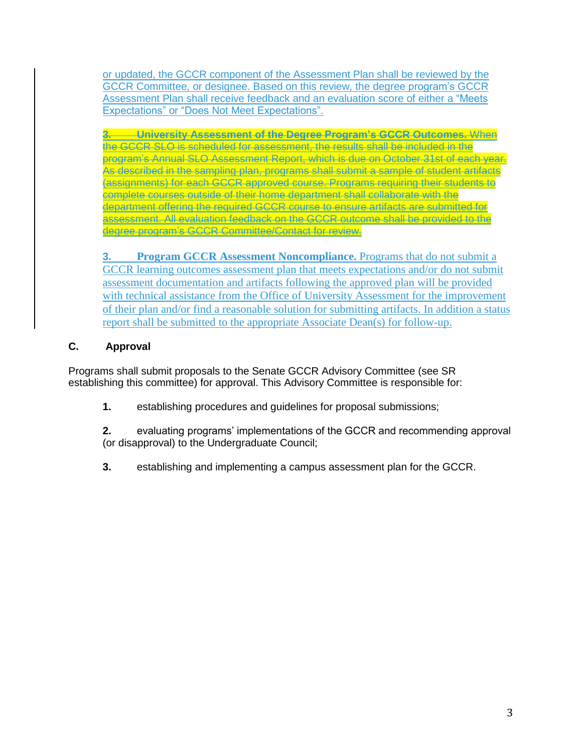or updated, the GCCR component of the Assessment Plan shall be reviewed by the GCCR Committee, or designee. Based on this review, the degree program's GCCR Assessment Plan shall receive feedback and an evaluation score of either a "Meets Expectations" or "Does Not Meet Expectations".

~~**3. University Assessment of the Degree Program's GCCR Outcomes.** When the GCCR SLO is scheduled for assessment, the results shall be included in the program's Annual SLO Assessment Report, which is due on October 31st of each year. As described in the sampling plan, programs shall submit a sample of student artifacts (assignments) for each GCCR approved course. Programs requiring their students to complete courses outside of their home department shall collaborate with the department offering the required GCCR course to ensure artifacts are submitted for assessment. All evaluation feedback on the GCCR outcome shall be provided to the degree program's GCCR Committee/Contact for review.~~

**3. Program GCCR Assessment Noncompliance.** Programs that do not submit a GCCR learning outcomes assessment plan that meets expectations and/or do not submit assessment documentation and artifacts following the approved plan will be provided with technical assistance from the Office of University Assessment for the improvement of their plan and/or find a reasonable solution for submitting artifacts. In addition a status report shall be submitted to the appropriate Associate Dean(s) for follow-up.

### C. Approval

Programs shall submit proposals to the Senate GCCR Advisory Committee (see SR establishing this committee) for approval. This Advisory Committee is responsible for:

1. establishing procedures and guidelines for proposal submissions;
2. evaluating programs' implementations of the GCCR and recommending approval (or disapproval) to the Undergraduate Council;
3. establishing and implementing a campus assessment plan for the GCCR.